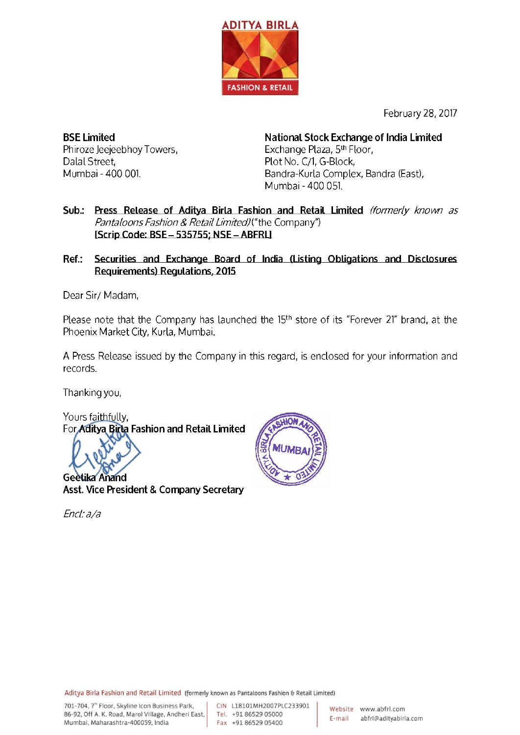ADITYA BIRLA

FASHION & RETAIL

February 28, 2017

**BSE Limited**
Phiroze Jeejeebhoy Towers,
Dalal Street,
Mumbai - 400 001.

**National Stock Exchange of India Limited**
Exchange Plaza, 5th Floor,
Plot No. C/1, G-Block,
Bandra-Kurla Complex, Bandra (East),
Mumbai - 400 051.

**Sub.:** **Press Release of Aditya Birla Fashion and Retail Limited** *(formerly known as Pantaloons Fashion & Retail Limited)* ("the Company")
**[Scrip Code: BSE – 535755; NSE – ABFRL]**

**Ref.:** **Securities and Exchange Board of India (Listing Obligations and Disclosures Requirements) Regulations, 2015**

Dear Sir/ Madam,

Please note that the Company has launched the 15th store of its "Forever 21" brand, at the Phoenix Market City, Kurla, Mumbai.

A Press Release issued by the Company in this regard, is enclosed for your information and records.

Thanking you,

Yours faithfully,
For **Aditya Birla Fashion and Retail Limited**

**Geetika Anand**
**Asst. Vice President & Company Secretary**

*Encl: a/a*

Aditya Birla Fashion and Retail Limited (formerly known as Pantaloons Fashion & Retail Limited)

701-704, 7th Floor, Skyline Icon Business Park, 86-92, Off A. K. Road, Marol Village, Andheri East, Mumbai, Maharashtra-400059, India

CIN L18101MH2007PLC233901
Tel. +91 86529 05000
Fax +91 86529 05400

Website www.abfrl.com
E-mail abfrl@adityabirla.com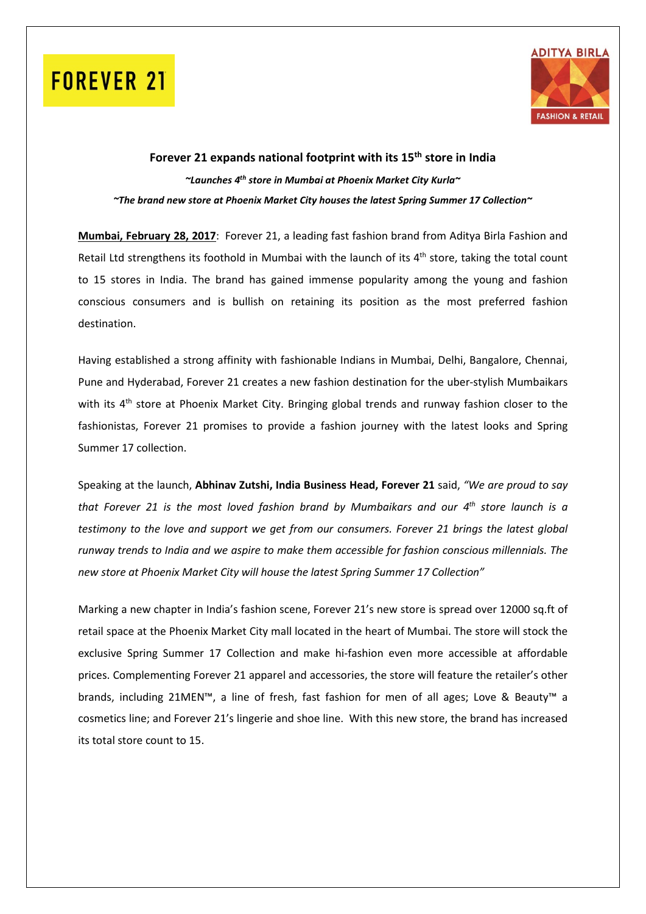FOREVER 21

ADITYA BIRLA
FASHION & RETAIL

## Forever 21 expands national footprint with its 15th store in India

***~Launches 4th store in Mumbai at Phoenix Market City Kurla~***

***~The brand new store at Phoenix Market City houses the latest Spring Summer 17 Collection~***

**Mumbai, February 28, 2017**: Forever 21, a leading fast fashion brand from Aditya Birla Fashion and Retail Ltd strengthens its foothold in Mumbai with the launch of its 4th store, taking the total count to 15 stores in India. The brand has gained immense popularity among the young and fashion conscious consumers and is bullish on retaining its position as the most preferred fashion destination.

Having established a strong affinity with fashionable Indians in Mumbai, Delhi, Bangalore, Chennai, Pune and Hyderabad, Forever 21 creates a new fashion destination for the uber-stylish Mumbaikars with its 4th store at Phoenix Market City. Bringing global trends and runway fashion closer to the fashionistas, Forever 21 promises to provide a fashion journey with the latest looks and Spring Summer 17 collection.

Speaking at the launch, **Abhinav Zutshi, India Business Head, Forever 21** said, *"We are proud to say that Forever 21 is the most loved fashion brand by Mumbaikars and our 4th store launch is a testimony to the love and support we get from our consumers. Forever 21 brings the latest global runway trends to India and we aspire to make them accessible for fashion conscious millennials. The new store at Phoenix Market City will house the latest Spring Summer 17 Collection"*

Marking a new chapter in India's fashion scene, Forever 21's new store is spread over 12000 sq.ft of retail space at the Phoenix Market City mall located in the heart of Mumbai. The store will stock the exclusive Spring Summer 17 Collection and make hi-fashion even more accessible at affordable prices. Complementing Forever 21 apparel and accessories, the store will feature the retailer's other brands, including 21MEN™, a line of fresh, fast fashion for men of all ages; Love & Beauty™ a cosmetics line; and Forever 21's lingerie and shoe line. With this new store, the brand has increased its total store count to 15.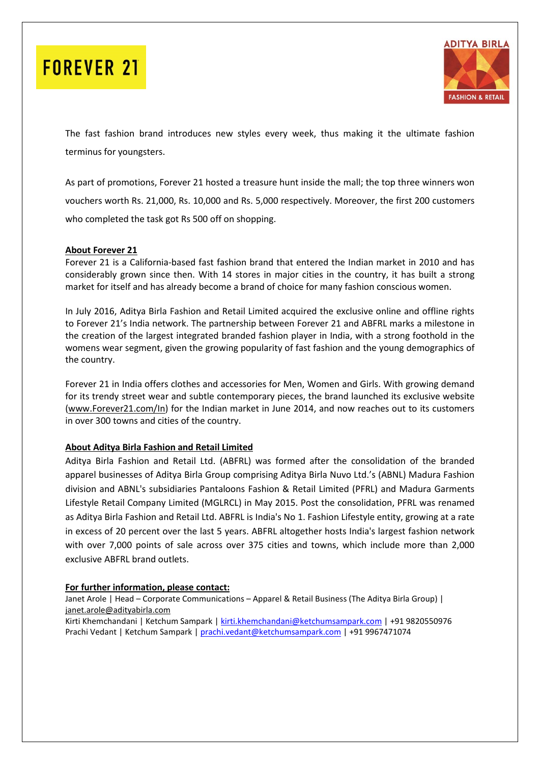The fast fashion brand introduces new styles every week, thus making it the ultimate fashion terminus for youngsters.

As part of promotions, Forever 21 hosted a treasure hunt inside the mall; the top three winners won vouchers worth Rs. 21,000, Rs. 10,000 and Rs. 5,000 respectively. Moreover, the first 200 customers who completed the task got Rs 500 off on shopping.

**About Forever 21**

Forever 21 is a California-based fast fashion brand that entered the Indian market in 2010 and has considerably grown since then. With 14 stores in major cities in the country, it has built a strong market for itself and has already become a brand of choice for many fashion conscious women.

In July 2016, Aditya Birla Fashion and Retail Limited acquired the exclusive online and offline rights to Forever 21's India network. The partnership between Forever 21 and ABFRL marks a milestone in the creation of the largest integrated branded fashion player in India, with a strong foothold in the womens wear segment, given the growing popularity of fast fashion and the young demographics of the country.

Forever 21 in India offers clothes and accessories for Men, Women and Girls. With growing demand for its trendy street wear and subtle contemporary pieces, the brand launched its exclusive website (www.Forever21.com/In) for the Indian market in June 2014, and now reaches out to its customers in over 300 towns and cities of the country.

**About Aditya Birla Fashion and Retail Limited**

Aditya Birla Fashion and Retail Ltd. (ABFRL) was formed after the consolidation of the branded apparel businesses of Aditya Birla Group comprising Aditya Birla Nuvo Ltd.'s (ABNL) Madura Fashion division and ABNL's subsidiaries Pantaloons Fashion & Retail Limited (PFRL) and Madura Garments Lifestyle Retail Company Limited (MGLRCL) in May 2015. Post the consolidation, PFRL was renamed as Aditya Birla Fashion and Retail Ltd. ABFRL is India's No 1. Fashion Lifestyle entity, growing at a rate in excess of 20 percent over the last 5 years. ABFRL altogether hosts India's largest fashion network with over 7,000 points of sale across over 375 cities and towns, which include more than 2,000 exclusive ABFRL brand outlets.

**For further information, please contact:**

Janet Arole | Head – Corporate Communications – Apparel & Retail Business (The Aditya Birla Group) | janet.arole@adityabirla.com
Kirti Khemchandani | Ketchum Sampark | kirti.khemchandani@ketchumsampark.com | +91 9820550976
Prachi Vedant | Ketchum Sampark | prachi.vedant@ketchumsampark.com | +91 9967471074